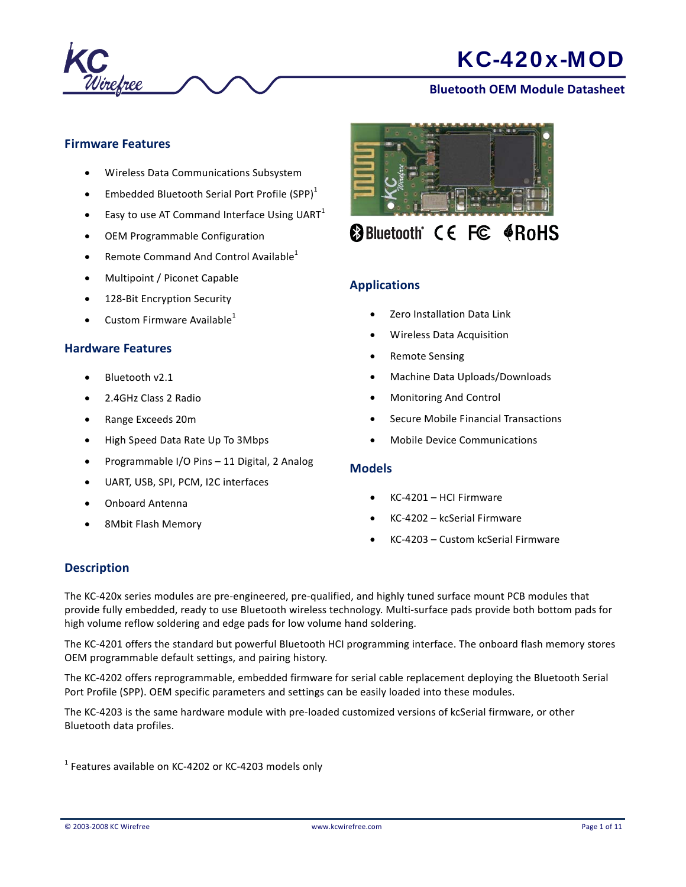# KC-420x-MOD

## Bluetooth OEM Module Datasheet

## Firmware Features

- Wireless Data Communications Subsystem
- Embedded Bluetooth Serial Port Profile (SPP)[1]
- Easy to use AT Command Interface Using UART[1]
- OEM Programmable Configuration
- Remote Command And Control Available[1]
- Multipoint / Piconet Capable
- 128-Bit Encryption Security
- Custom Firmware Available[1]

## Hardware Features

- Bluetooth v2.1
- 2.4GHz Class 2 Radio
- Range Exceeds 20m
- High Speed Data Rate Up To 3Mbps
- Programmable I/O Pins – 11 Digital, 2 Analog
- UART, USB, SPI, PCM, I2C interfaces
- Onboard Antenna
- 8Mbit Flash Memory

## Applications

- Zero Installation Data Link
- Wireless Data Acquisition
- Remote Sensing
- Machine Data Uploads/Downloads
- Monitoring And Control
- Secure Mobile Financial Transactions
- Mobile Device Communications

## Models

- KC-4201 – HCI Firmware
- KC-4202 – kcSerial Firmware
- KC-4203 – Custom kcSerial Firmware

## Description

The KC-420x series modules are pre-engineered, pre-qualified, and highly tuned surface mount PCB modules that provide fully embedded, ready to use Bluetooth wireless technology. Multi-surface pads provide both bottom pads for high volume reflow soldering and edge pads for low volume hand soldering.

The KC-4201 offers the standard but powerful Bluetooth HCI programming interface. The onboard flash memory stores OEM programmable default settings, and pairing history.

The KC-4202 offers reprogrammable, embedded firmware for serial cable replacement deploying the Bluetooth Serial Port Profile (SPP). OEM specific parameters and settings can be easily loaded into these modules.

The KC-4203 is the same hardware module with pre-loaded customized versions of kcSerial firmware, or other Bluetooth data profiles.

[1] Features available on KC-4202 or KC-4203 models only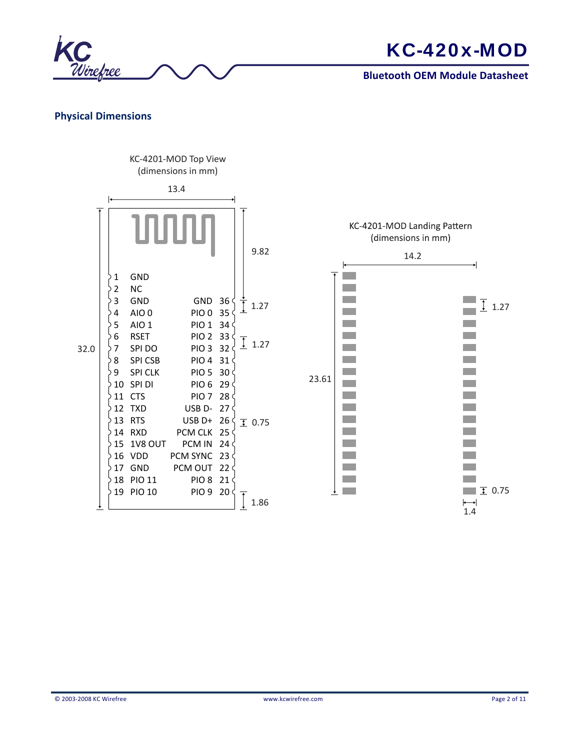## Physical Dimensions

KC-4201-MOD Top View
(dimensions in mm)

13.4

9.82

32.0

| Pin | Name | Name | Pin |
|---|---|---|---|
| 1 | GND | | |
| 2 | NC | | |
| 3 | GND | GND | 36 |
| 4 | AIO 0 | PIO 0 | 35 |
| 5 | AIO 1 | PIO 1 | 34 |
| 6 | RSET | PIO 2 | 33 |
| 7 | SPI DO | PIO 3 | 32 |
| 8 | SPI CSB | PIO 4 | 31 |
| 9 | SPI CLK | PIO 5 | 30 |
| 10 | SPI DI | PIO 6 | 29 |
| 11 | CTS | PIO 7 | 28 |
| 12 | TXD | USB D- | 27 |
| 13 | RTS | USB D+ | 26 |
| 14 | RXD | PCM CLK | 25 |
| 15 | 1V8 OUT | PCM IN | 24 |
| 16 | VDD | PCM SYNC | 23 |
| 17 | GND | PCM OUT | 22 |
| 18 | PIO 11 | PIO 8 | 21 |
| 19 | PIO 10 | PIO 9 | 20 |

1.27

1.27

0.75

1.86

KC-4201-MOD Landing Pattern
(dimensions in mm)

14.2

23.61

1.27

0.75

1.4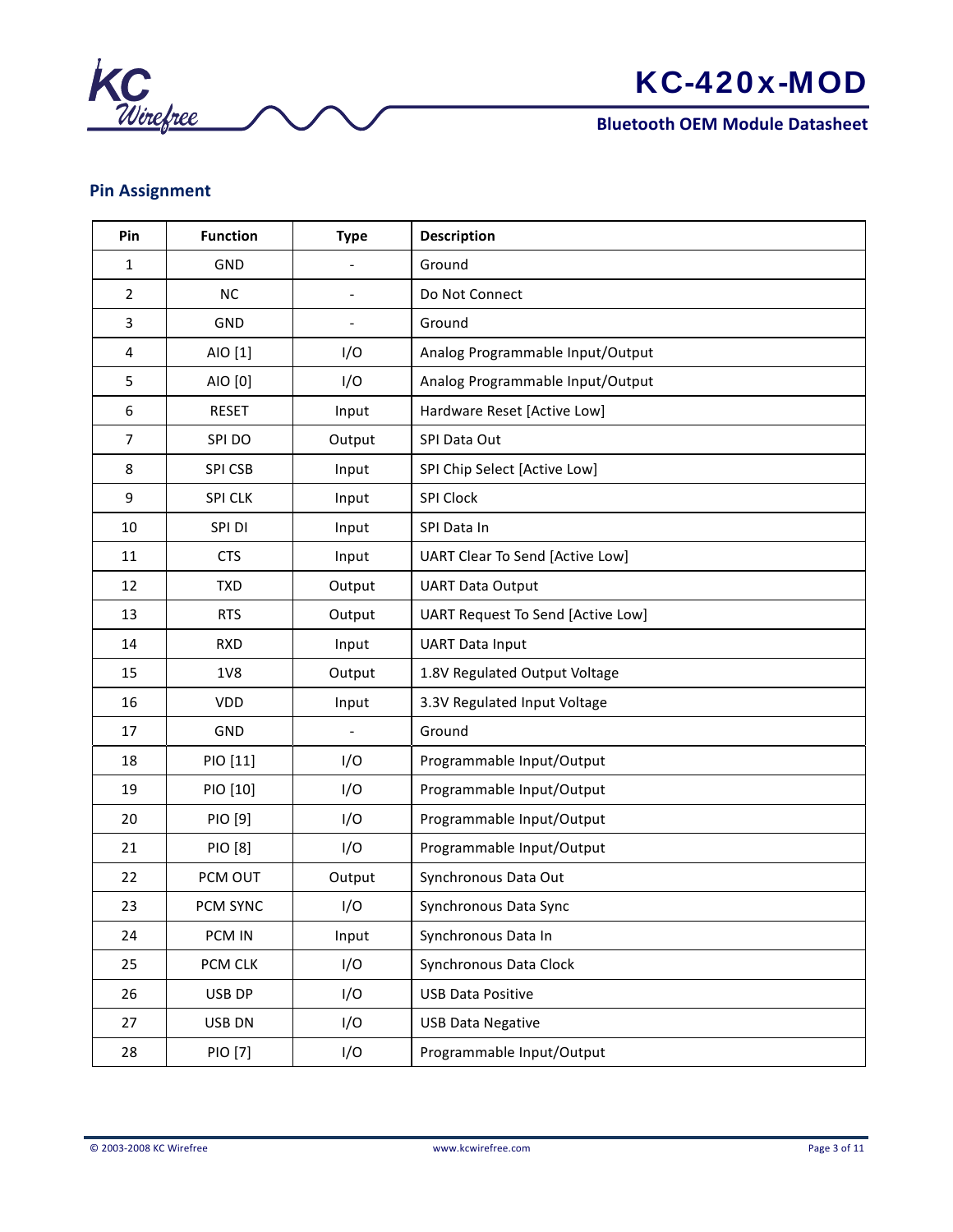## Pin Assignment

| Pin | Function | Type | Description |
|---|---|---|---|
| 1 | GND | - | Ground |
| 2 | NC | - | Do Not Connect |
| 3 | GND | - | Ground |
| 4 | AIO [1] | I/O | Analog Programmable Input/Output |
| 5 | AIO [0] | I/O | Analog Programmable Input/Output |
| 6 | RESET | Input | Hardware Reset [Active Low] |
| 7 | SPI DO | Output | SPI Data Out |
| 8 | SPI CSB | Input | SPI Chip Select [Active Low] |
| 9 | SPI CLK | Input | SPI Clock |
| 10 | SPI DI | Input | SPI Data In |
| 11 | CTS | Input | UART Clear To Send [Active Low] |
| 12 | TXD | Output | UART Data Output |
| 13 | RTS | Output | UART Request To Send [Active Low] |
| 14 | RXD | Input | UART Data Input |
| 15 | 1V8 | Output | 1.8V Regulated Output Voltage |
| 16 | VDD | Input | 3.3V Regulated Input Voltage |
| 17 | GND | - | Ground |
| 18 | PIO [11] | I/O | Programmable Input/Output |
| 19 | PIO [10] | I/O | Programmable Input/Output |
| 20 | PIO [9] | I/O | Programmable Input/Output |
| 21 | PIO [8] | I/O | Programmable Input/Output |
| 22 | PCM OUT | Output | Synchronous Data Out |
| 23 | PCM SYNC | I/O | Synchronous Data Sync |
| 24 | PCM IN | Input | Synchronous Data In |
| 25 | PCM CLK | I/O | Synchronous Data Clock |
| 26 | USB DP | I/O | USB Data Positive |
| 27 | USB DN | I/O | USB Data Negative |
| 28 | PIO [7] | I/O | Programmable Input/Output |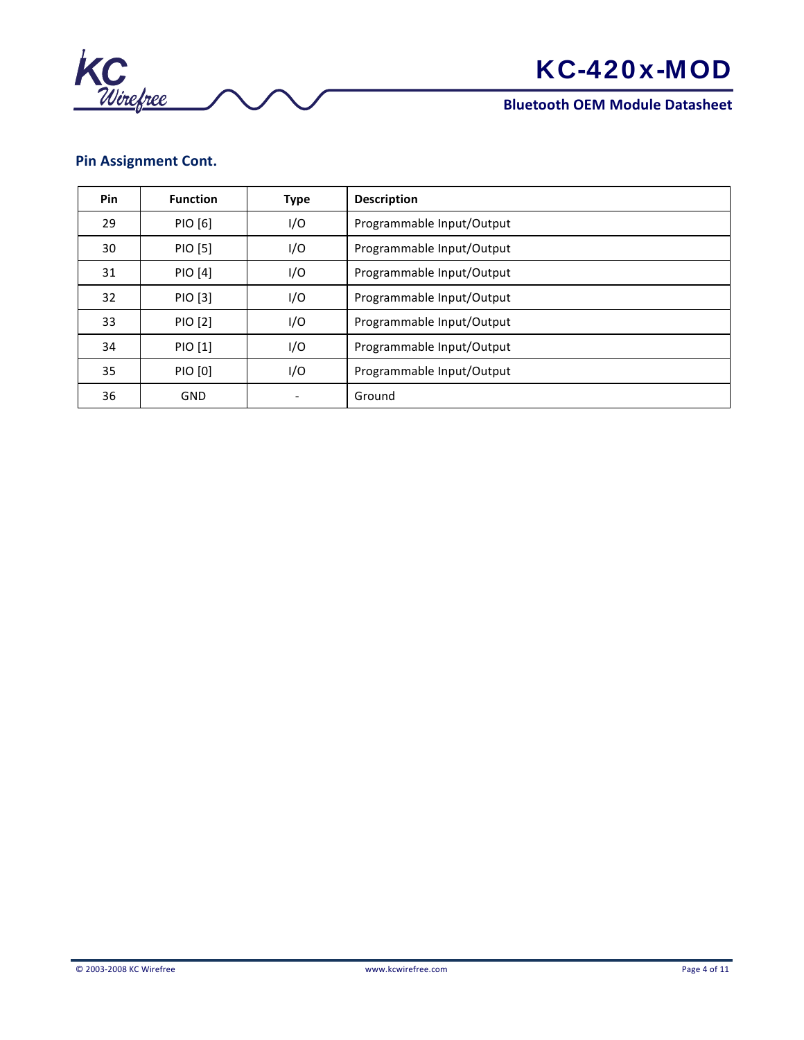### Pin Assignment Cont.

| Pin | Function | Type | Description |
|---|---|---|---|
| 29 | PIO [6] | I/O | Programmable Input/Output |
| 30 | PIO [5] | I/O | Programmable Input/Output |
| 31 | PIO [4] | I/O | Programmable Input/Output |
| 32 | PIO [3] | I/O | Programmable Input/Output |
| 33 | PIO [2] | I/O | Programmable Input/Output |
| 34 | PIO [1] | I/O | Programmable Input/Output |
| 35 | PIO [0] | I/O | Programmable Input/Output |
| 36 | GND | - | Ground |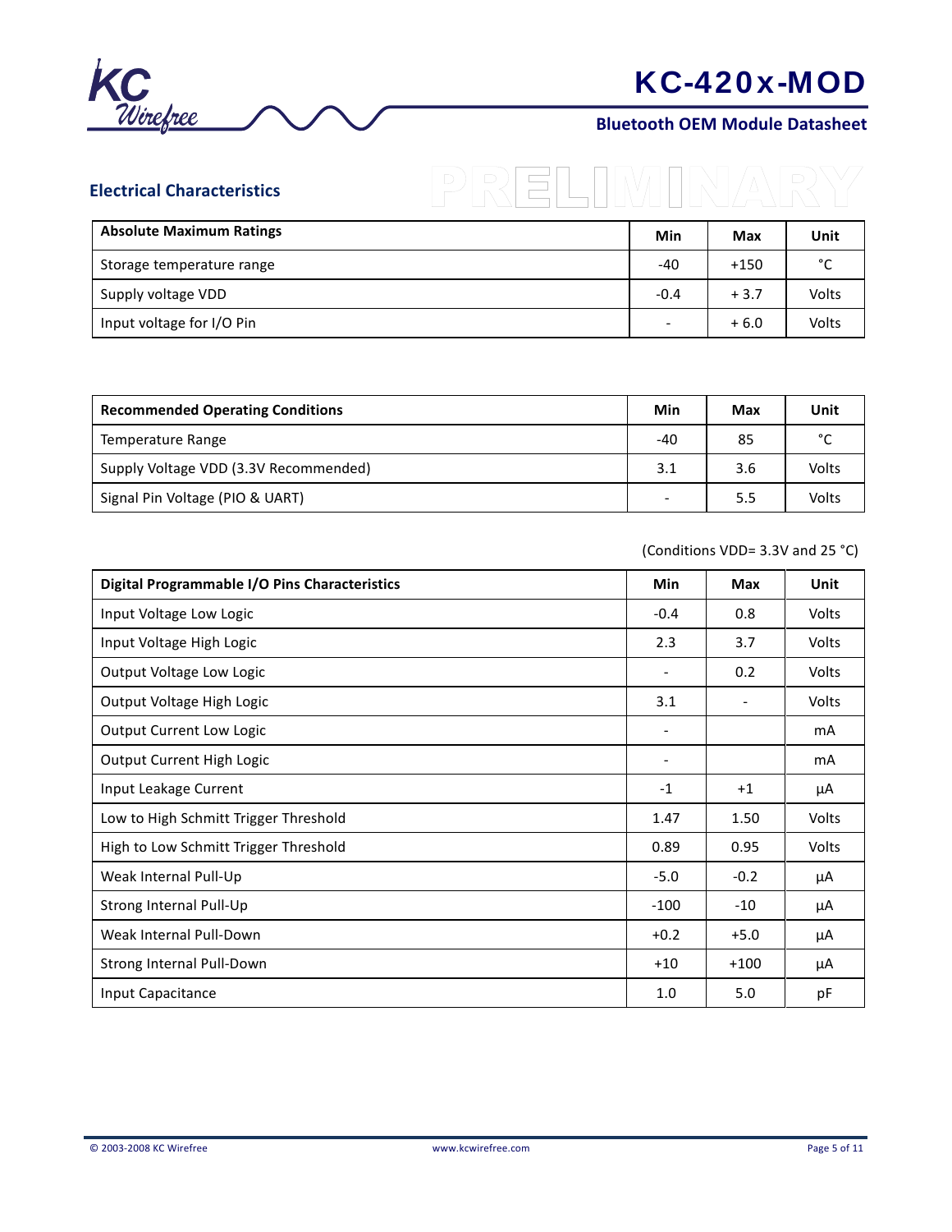## Electrical Characteristics

PRELIMINARY

| Absolute Maximum Ratings | Min | Max | Unit |
|---|---|---|---|
| Storage temperature range | -40 | +150 | °C |
| Supply voltage VDD | -0.4 | + 3.7 | Volts |
| Input voltage for I/O Pin | - | + 6.0 | Volts |

| Recommended Operating Conditions | Min | Max | Unit |
|---|---|---|---|
| Temperature Range | -40 | 85 | °C |
| Supply Voltage VDD (3.3V Recommended) | 3.1 | 3.6 | Volts |
| Signal Pin Voltage (PIO & UART) | - | 5.5 | Volts |

(Conditions VDD= 3.3V and 25 °C)

| Digital Programmable I/O Pins Characteristics | Min | Max | Unit |
|---|---|---|---|
| Input Voltage Low Logic | -0.4 | 0.8 | Volts |
| Input Voltage High Logic | 2.3 | 3.7 | Volts |
| Output Voltage Low Logic | - | 0.2 | Volts |
| Output Voltage High Logic | 3.1 | - | Volts |
| Output Current Low Logic | - | | mA |
| Output Current High Logic | - | | mA |
| Input Leakage Current | -1 | +1 | µA |
| Low to High Schmitt Trigger Threshold | 1.47 | 1.50 | Volts |
| High to Low Schmitt Trigger Threshold | 0.89 | 0.95 | Volts |
| Weak Internal Pull-Up | -5.0 | -0.2 | µA |
| Strong Internal Pull-Up | -100 | -10 | µA |
| Weak Internal Pull-Down | +0.2 | +5.0 | µA |
| Strong Internal Pull-Down | +10 | +100 | µA |
| Input Capacitance | 1.0 | 5.0 | pF |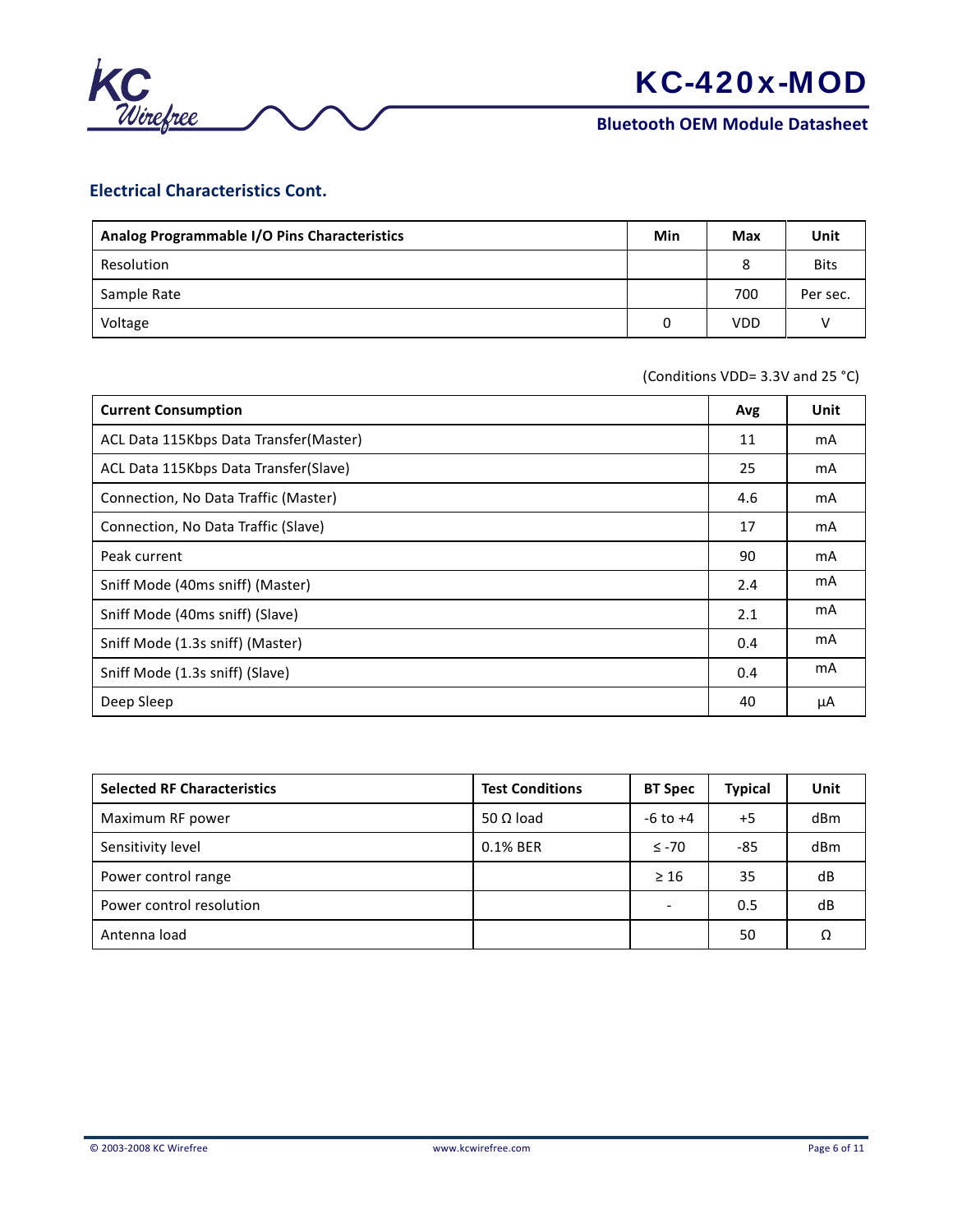## Electrical Characteristics Cont.

| Analog Programmable I/O Pins Characteristics | Min | Max | Unit |
|---|---|---|---|
| Resolution | | 8 | Bits |
| Sample Rate | | 700 | Per sec. |
| Voltage | 0 | VDD | V |

(Conditions VDD= 3.3V and 25 °C)

| Current Consumption | Avg | Unit |
|---|---|---|
| ACL Data 115Kbps Data Transfer(Master) | 11 | mA |
| ACL Data 115Kbps Data Transfer(Slave) | 25 | mA |
| Connection, No Data Traffic (Master) | 4.6 | mA |
| Connection, No Data Traffic (Slave) | 17 | mA |
| Peak current | 90 | mA |
| Sniff Mode (40ms sniff) (Master) | 2.4 | mA |
| Sniff Mode (40ms sniff) (Slave) | 2.1 | mA |
| Sniff Mode (1.3s sniff) (Master) | 0.4 | mA |
| Sniff Mode (1.3s sniff) (Slave) | 0.4 | mA |
| Deep Sleep | 40 | µA |

| Selected RF Characteristics | Test Conditions | BT Spec | Typical | Unit |
|---|---|---|---|---|
| Maximum RF power | 50 Ω load | -6 to +4 | +5 | dBm |
| Sensitivity level | 0.1% BER | ≤ -70 | -85 | dBm |
| Power control range | | ≥ 16 | 35 | dB |
| Power control resolution | | - | 0.5 | dB |
| Antenna load | | | 50 | Ω |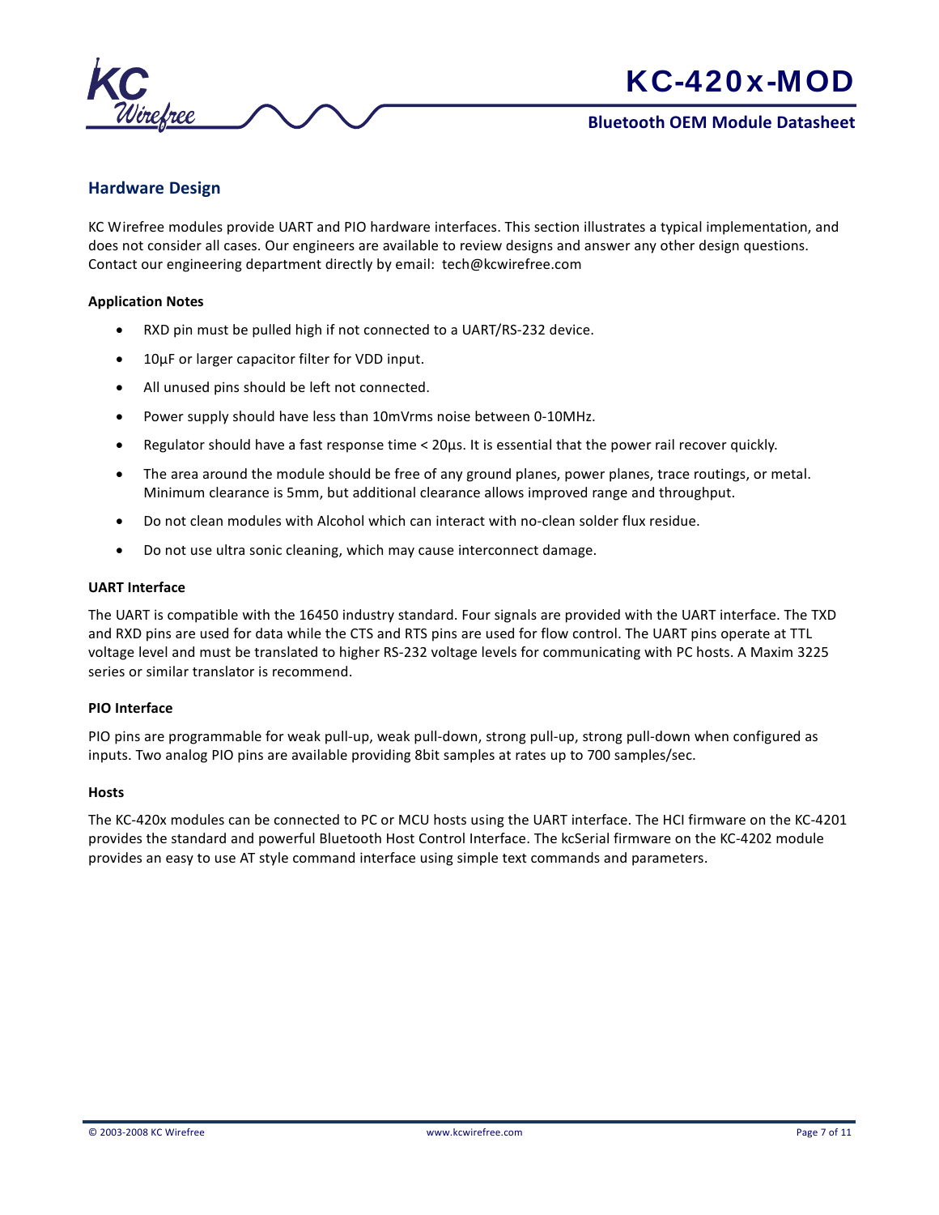## Hardware Design

KC Wirefree modules provide UART and PIO hardware interfaces. This section illustrates a typical implementation, and does not consider all cases. Our engineers are available to review designs and answer any other design questions. Contact our engineering department directly by email: tech@kcwirefree.com

### Application Notes

- RXD pin must be pulled high if not connected to a UART/RS-232 device.
- 10µF or larger capacitor filter for VDD input.
- All unused pins should be left not connected.
- Power supply should have less than 10mVrms noise between 0-10MHz.
- Regulator should have a fast response time < 20µs. It is essential that the power rail recover quickly.
- The area around the module should be free of any ground planes, power planes, trace routings, or metal. Minimum clearance is 5mm, but additional clearance allows improved range and throughput.
- Do not clean modules with Alcohol which can interact with no-clean solder flux residue.
- Do not use ultra sonic cleaning, which may cause interconnect damage.

### UART Interface

The UART is compatible with the 16450 industry standard. Four signals are provided with the UART interface. The TXD and RXD pins are used for data while the CTS and RTS pins are used for flow control. The UART pins operate at TTL voltage level and must be translated to higher RS-232 voltage levels for communicating with PC hosts. A Maxim 3225 series or similar translator is recommend.

### PIO Interface

PIO pins are programmable for weak pull-up, weak pull-down, strong pull-up, strong pull-down when configured as inputs. Two analog PIO pins are available providing 8bit samples at rates up to 700 samples/sec.

### Hosts

The KC-420x modules can be connected to PC or MCU hosts using the UART interface. The HCI firmware on the KC-4201 provides the standard and powerful Bluetooth Host Control Interface. The kcSerial firmware on the KC-4202 module provides an easy to use AT style command interface using simple text commands and parameters.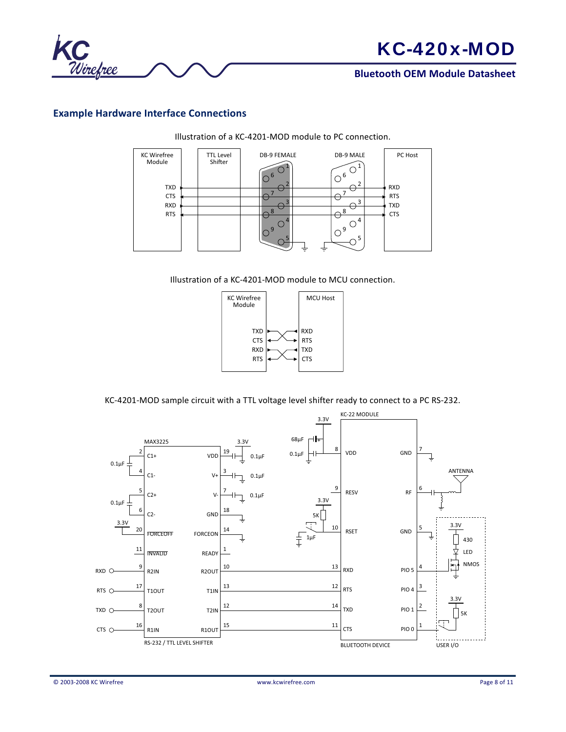## Example Hardware Interface Connections

Illustration of a KC-4201-MOD module to PC connection.

Illustration of a KC-4201-MOD module to MCU connection.

KC-4201-MOD sample circuit with a TTL voltage level shifter ready to connect to a PC RS-232.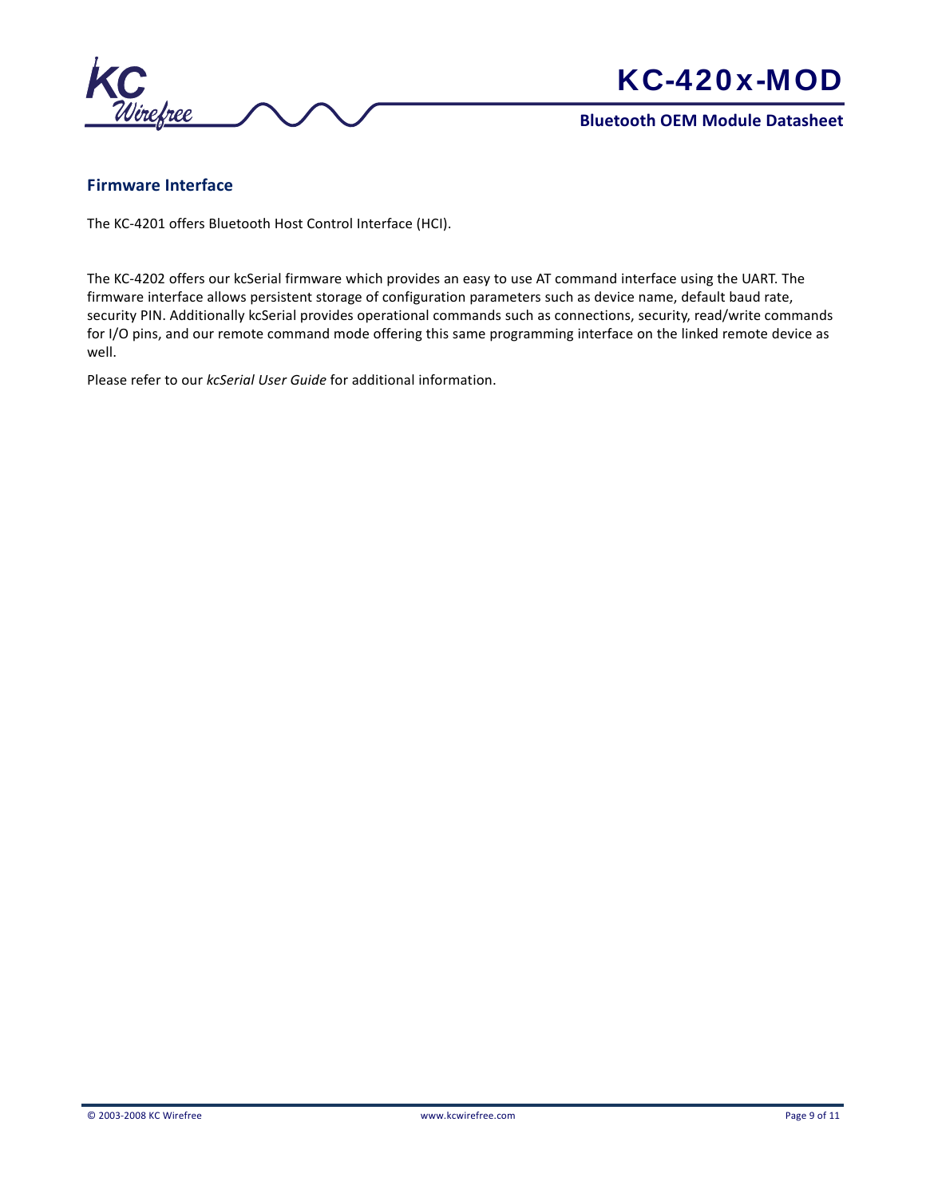## Firmware Interface

The KC-4201 offers Bluetooth Host Control Interface (HCI).

The KC-4202 offers our kcSerial firmware which provides an easy to use AT command interface using the UART. The firmware interface allows persistent storage of configuration parameters such as device name, default baud rate, security PIN. Additionally kcSerial provides operational commands such as connections, security, read/write commands for I/O pins, and our remote command mode offering this same programming interface on the linked remote device as well.

Please refer to our *kcSerial User Guide* for additional information.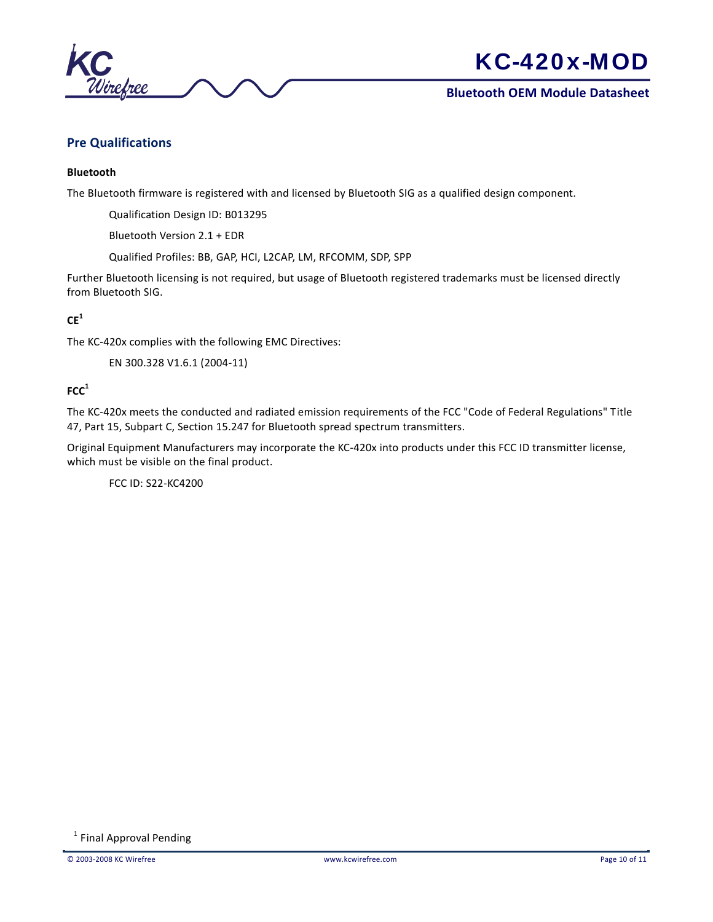## Pre Qualifications

### Bluetooth

The Bluetooth firmware is registered with and licensed by Bluetooth SIG as a qualified design component.

Qualification Design ID: B013295

Bluetooth Version 2.1 + EDR

Qualified Profiles: BB, GAP, HCI, L2CAP, LM, RFCOMM, SDP, SPP

Further Bluetooth licensing is not required, but usage of Bluetooth registered trademarks must be licensed directly from Bluetooth SIG.

### CE[1]

The KC-420x complies with the following EMC Directives:

EN 300.328 V1.6.1 (2004-11)

### FCC[1]

The KC-420x meets the conducted and radiated emission requirements of the FCC "Code of Federal Regulations" Title 47, Part 15, Subpart C, Section 15.247 for Bluetooth spread spectrum transmitters.

Original Equipment Manufacturers may incorporate the KC-420x into products under this FCC ID transmitter license, which must be visible on the final product.

FCC ID: S22-KC4200

[1] Final Approval Pending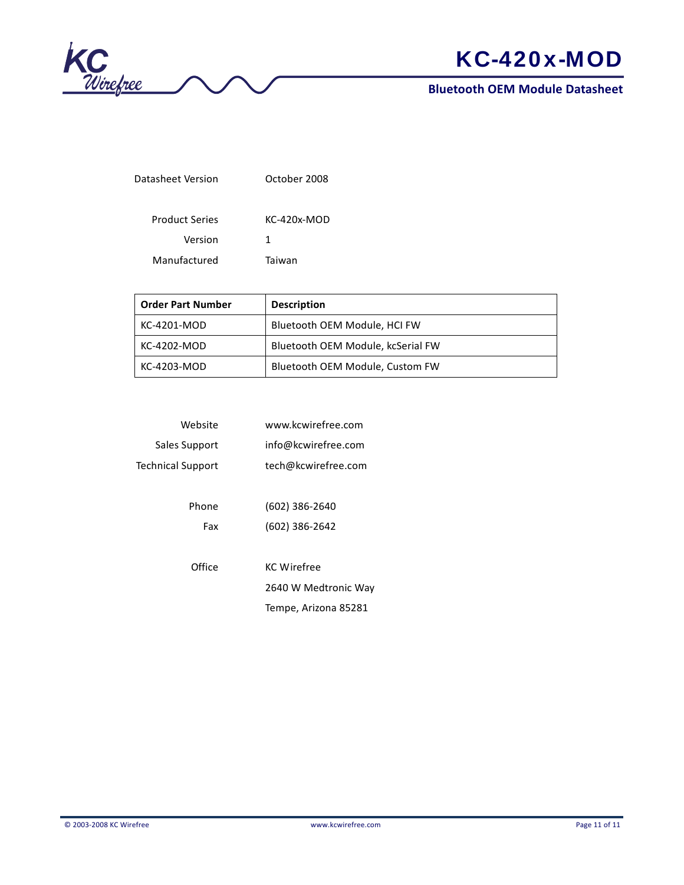| | |
|---|---|
| Datasheet Version | October 2008 |
| Product Series | KC-420x-MOD |
| Version | 1 |
| Manufactured | Taiwan |

| Order Part Number | Description |
|---|---|
| KC-4201-MOD | Bluetooth OEM Module, HCI FW |
| KC-4202-MOD | Bluetooth OEM Module, kcSerial FW |
| KC-4203-MOD | Bluetooth OEM Module, Custom FW |

| | |
|---|---|
| Website | www.kcwirefree.com |
| Sales Support | info@kcwirefree.com |
| Technical Support | tech@kcwirefree.com |
| Phone | (602) 386-2640 |
| Fax | (602) 386-2642 |
| Office | KC Wirefree<br>2640 W Medtronic Way<br>Tempe, Arizona 85281 |